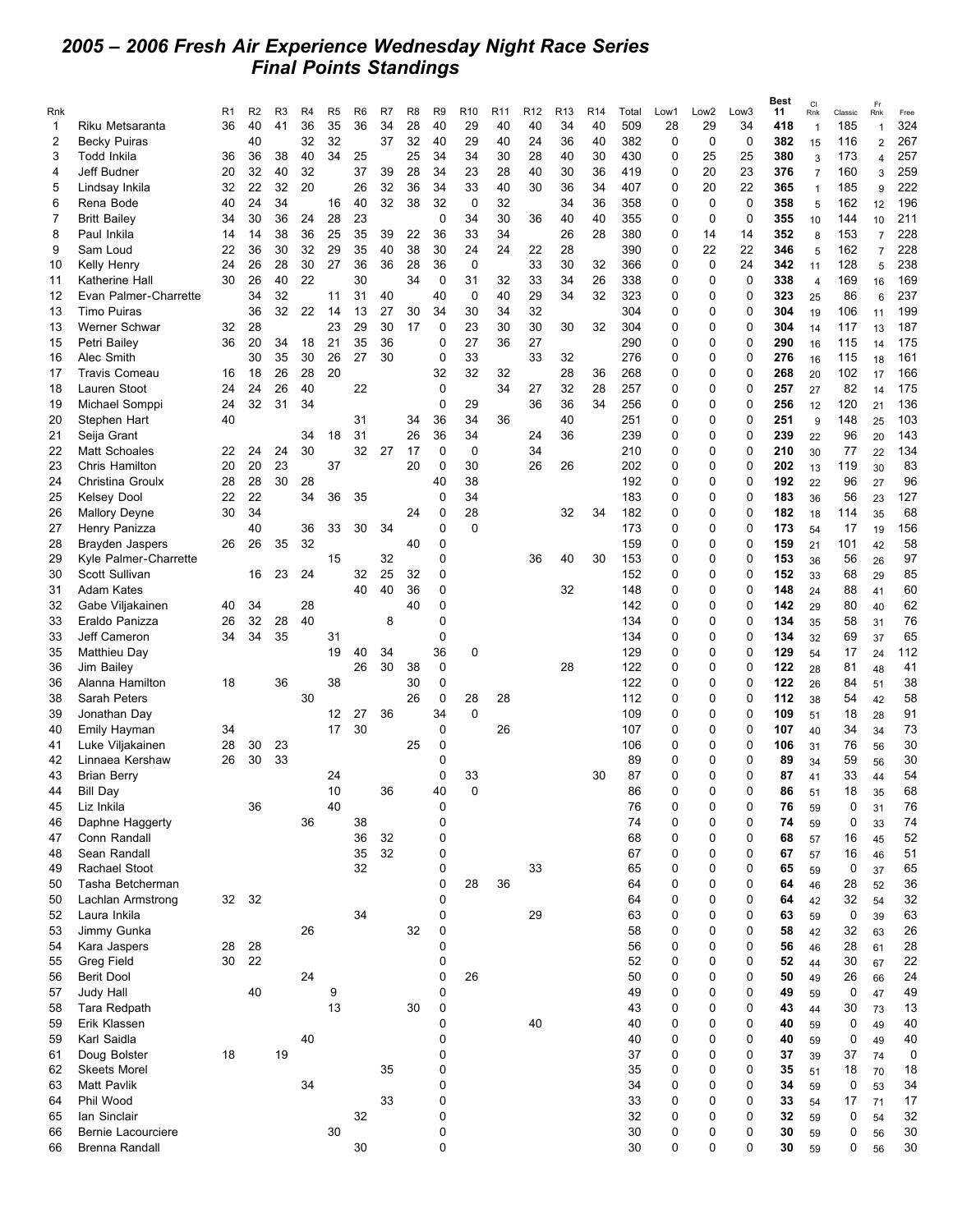# 2005 – 2006 Fresh Air Experience Wednesday Night Race Series
## Final Points Standings

| Rnk | | R1 | R2 | R3 | R4 | R5 | R6 | R7 | R8 | R9 | R10 | R11 | R12 | R13 | R14 | Total | Low1 | Low2 | Low3 | Best 11 | Cl Rnk | Classic | Fr Rnk | Free |
|---|---|---|---|---|---|---|---|---|---|---|---|---|---|---|---|---|---|---|---|---|---|---|---|---|
| 1 | Riku Metsaranta | 36 | 40 | 41 | 36 | 35 | 36 | 34 | 28 | 40 | 29 | 40 | 40 | 34 | 40 | 509 | 28 | 29 | 34 | **418** | 1 | 185 | 1 | 324 |
| 2 | Becky Puiras | | 40 | | 32 | 32 | | 37 | 32 | 40 | 29 | 40 | 24 | 36 | 40 | 382 | 0 | 0 | 0 | **382** | 15 | 116 | 2 | 267 |
| 3 | Todd Inkila | 36 | 36 | 38 | 40 | 34 | 25 | | 25 | 34 | 34 | 30 | 28 | 40 | 30 | 430 | 0 | 25 | 25 | **380** | 3 | 173 | 4 | 257 |
| 4 | Jeff Budner | 20 | 32 | 40 | 32 | | 37 | 39 | 28 | 34 | 23 | 28 | 40 | 30 | 36 | 419 | 0 | 20 | 23 | **376** | 7 | 160 | 3 | 259 |
| 5 | Lindsay Inkila | 32 | 22 | 32 | 20 | | 26 | 32 | 36 | 34 | 33 | 40 | 30 | 36 | 34 | 407 | 0 | 20 | 22 | **365** | 1 | 185 | 9 | 222 |
| 6 | Rena Bode | 40 | 24 | 34 | | 16 | 40 | 32 | 38 | 32 | 0 | 32 | | 34 | 36 | 358 | 0 | 0 | 0 | **358** | 5 | 162 | 12 | 196 |
| 7 | Britt Bailey | 34 | 30 | 36 | 24 | 28 | 23 | | | 0 | 34 | 30 | 36 | 40 | 40 | 355 | 0 | 0 | 0 | **355** | 10 | 144 | 10 | 211 |
| 8 | Paul Inkila | 14 | 14 | 38 | 36 | 25 | 35 | 39 | 22 | 36 | 33 | 34 | | 26 | 28 | 380 | 0 | 14 | 14 | **352** | 8 | 153 | 7 | 228 |
| 9 | Sam Loud | 22 | 36 | 30 | 32 | 29 | 35 | 40 | 38 | 30 | 24 | 24 | 22 | 28 | | 390 | 0 | 22 | 22 | **346** | 5 | 162 | 7 | 228 |
| 10 | Kelly Henry | 24 | 26 | 28 | 30 | 27 | 36 | 36 | 28 | 36 | 0 | | 33 | 30 | 32 | 366 | 0 | 0 | 24 | **342** | 11 | 128 | 5 | 238 |
| 11 | Katherine Hall | 30 | 26 | 40 | 22 | | 30 | | 34 | 0 | 31 | 32 | 33 | 34 | 26 | 338 | 0 | 0 | 0 | **338** | 4 | 169 | 16 | 169 |
| 12 | Evan Palmer-Charrette | | 34 | 32 | | 11 | 31 | 40 | | 40 | 0 | 40 | 29 | 34 | 32 | 323 | 0 | 0 | 0 | **323** | 25 | 86 | 6 | 237 |
| 13 | Timo Puiras | | 36 | 32 | 22 | 14 | 13 | 27 | 30 | 34 | 30 | 34 | 32 | | | 304 | 0 | 0 | 0 | **304** | 19 | 106 | 11 | 199 |
| 13 | Werner Schwar | 32 | 28 | | | 23 | 29 | 30 | 17 | 0 | 23 | 30 | 30 | 30 | 32 | 304 | 0 | 0 | 0 | **304** | 14 | 117 | 13 | 187 |
| 15 | Petri Bailey | 36 | 20 | 34 | 18 | 21 | 35 | 36 | | 0 | 27 | 36 | 27 | | | 290 | 0 | 0 | 0 | **290** | 16 | 115 | 14 | 175 |
| 16 | Alec Smith | | 30 | 35 | 30 | 26 | 27 | 30 | | 0 | 33 | | 33 | 32 | | 276 | 0 | 0 | 0 | **276** | 16 | 115 | 18 | 161 |
| 17 | Travis Comeau | 16 | 18 | 26 | 28 | 20 | | | | 32 | 32 | 32 | | 28 | 36 | 268 | 0 | 0 | 0 | **268** | 20 | 102 | 17 | 166 |
| 18 | Lauren Stoot | 24 | 24 | 26 | 40 | | 22 | | | 0 | | 34 | 27 | 32 | 28 | 257 | 0 | 0 | 0 | **257** | 27 | 82 | 14 | 175 |
| 19 | Michael Somppi | 24 | 32 | 31 | 34 | | | | | 0 | 29 | | 36 | 36 | 34 | 256 | 0 | 0 | 0 | **256** | 12 | 120 | 21 | 136 |
| 20 | Stephen Hart | 40 | | | | | 31 | | 34 | 36 | 34 | 36 | | 40 | | 251 | 0 | 0 | 0 | **251** | 9 | 148 | 25 | 103 |
| 21 | Seija Grant | | | | 34 | 18 | 31 | | 26 | 36 | 34 | | 24 | 36 | | 239 | 0 | 0 | 0 | **239** | 22 | 96 | 20 | 143 |
| 22 | Matt Schoales | 22 | 24 | 24 | 30 | | 32 | 27 | 17 | 0 | 0 | | 34 | | | 210 | 0 | 0 | 0 | **210** | 30 | 77 | 22 | 134 |
| 23 | Chris Hamilton | 20 | 20 | 23 | | 37 | | | 20 | 0 | 30 | | 26 | 26 | | 202 | 0 | 0 | 0 | **202** | 13 | 119 | 30 | 83 |
| 24 | Christina Groulx | 28 | 28 | 30 | 28 | | | | | 40 | 38 | | | | | 192 | 0 | 0 | 0 | **192** | 22 | 96 | 27 | 96 |
| 25 | Kelsey Dool | 22 | 22 | | 34 | 36 | 35 | | | 0 | 34 | | | | | 183 | 0 | 0 | 0 | **183** | 36 | 56 | 23 | 127 |
| 26 | Mallory Deyne | 30 | 34 | | | | | | 24 | 0 | 28 | | | 32 | 34 | 182 | 0 | 0 | 0 | **182** | 18 | 114 | 35 | 68 |
| 27 | Henry Panizza | | 40 | | 36 | 33 | 30 | 34 | | 0 | 0 | | | | | 173 | 0 | 0 | 0 | **173** | 54 | 17 | 19 | 156 |
| 28 | Brayden Jaspers | 26 | 26 | 35 | 32 | | | | 40 | 0 | | | | | | 159 | 0 | 0 | 0 | **159** | 21 | 101 | 42 | 58 |
| 29 | Kyle Palmer-Charrette | | | | | 15 | | 32 | | 0 | | | 36 | 40 | 30 | 153 | 0 | 0 | 0 | **153** | 36 | 56 | 26 | 97 |
| 30 | Scott Sullivan | | 16 | 23 | 24 | | 32 | 25 | 32 | 0 | | | | | | 152 | 0 | 0 | 0 | **152** | 33 | 68 | 29 | 85 |
| 31 | Adam Kates | | | | | | 40 | 40 | 36 | 0 | | | | 32 | | 148 | 0 | 0 | 0 | **148** | 24 | 88 | 41 | 60 |
| 32 | Gabe Viljakainen | 40 | 34 | | 28 | | | | 40 | 0 | | | | | | 142 | 0 | 0 | 0 | **142** | 29 | 80 | 40 | 62 |
| 33 | Eraldo Panizza | 26 | 32 | 28 | 40 | | | 8 | | 0 | | | | | | 134 | 0 | 0 | 0 | **134** | 35 | 58 | 31 | 76 |
| 33 | Jeff Cameron | 34 | 34 | 35 | | 31 | | | | 0 | | | | | | 134 | 0 | 0 | 0 | **134** | 32 | 69 | 37 | 65 |
| 35 | Matthieu Day | | | | | 19 | 40 | 34 | | 36 | 0 | | | | | 129 | 0 | 0 | 0 | **129** | 54 | 17 | 24 | 112 |
| 36 | Jim Bailey | | | | | | 26 | 30 | 38 | 0 | | | | 28 | | 122 | 0 | 0 | 0 | **122** | 28 | 81 | 48 | 41 |
| 36 | Alanna Hamilton | 18 | | 36 | | 38 | | | 30 | 0 | | | | | | 122 | 0 | 0 | 0 | **122** | 26 | 84 | 51 | 38 |
| 38 | Sarah Peters | | | | 30 | | | | 26 | 0 | 28 | 28 | | | | 112 | 0 | 0 | 0 | **112** | 38 | 54 | 42 | 58 |
| 39 | Jonathan Day | | | | | 12 | 27 | 36 | | 34 | 0 | | | | | 109 | 0 | 0 | 0 | **109** | 51 | 18 | 28 | 91 |
| 40 | Emily Hayman | 34 | | | | 17 | 30 | | | 0 | | 26 | | | | 107 | 0 | 0 | 0 | **107** | 40 | 34 | 34 | 73 |
| 41 | Luke Viljakainen | 28 | 30 | 23 | | | | | 25 | 0 | | | | | | 106 | 0 | 0 | 0 | **106** | 31 | 76 | 56 | 30 |
| 42 | Linnaea Kershaw | 26 | 30 | 33 | | | | | | 0 | | | | | | 89 | 0 | 0 | 0 | **89** | 34 | 59 | 56 | 30 |
| 43 | Brian Berry | | | | | 24 | | | | 0 | 33 | | | | 30 | 87 | 0 | 0 | 0 | **87** | 41 | 33 | 44 | 54 |
| 44 | Bill Day | | | | | 10 | | 36 | | 40 | 0 | | | | | 86 | 0 | 0 | 0 | **86** | 51 | 18 | 35 | 68 |
| 45 | Liz Inkila | | 36 | | | 40 | | | | 0 | | | | | | 76 | 0 | 0 | 0 | **76** | 59 | 0 | 31 | 76 |
| 46 | Daphne Haggerty | | | | 36 | | 38 | | | 0 | | | | | | 74 | 0 | 0 | 0 | **74** | 59 | 0 | 33 | 74 |
| 47 | Conn Randall | | | | | | 36 | 32 | | 0 | | | | | | 68 | 0 | 0 | 0 | **68** | 57 | 16 | 45 | 52 |
| 48 | Sean Randall | | | | | | 35 | 32 | | 0 | | | | | | 67 | 0 | 0 | 0 | **67** | 57 | 16 | 46 | 51 |
| 49 | Rachael Stoot | | | | | | 32 | | | 0 | | | 33 | | | 65 | 0 | 0 | 0 | **65** | 59 | 0 | 37 | 65 |
| 50 | Tasha Betcherman | | | | | | | | | 0 | 28 | 36 | | | | 64 | 0 | 0 | 0 | **64** | 46 | 28 | 52 | 36 |
| 50 | Lachlan Armstrong | 32 | 32 | | | | | | | 0 | | | | | | 64 | 0 | 0 | 0 | **64** | 42 | 32 | 54 | 32 |
| 52 | Laura Inkila | | | | | | 34 | | | 0 | | | 29 | | | 63 | 0 | 0 | 0 | **63** | 59 | 0 | 39 | 63 |
| 53 | Jimmy Gunka | | | | 26 | | | | 32 | 0 | | | | | | 58 | 0 | 0 | 0 | **58** | 42 | 32 | 63 | 26 |
| 54 | Kara Jaspers | 28 | 28 | | | | | | | 0 | | | | | | 56 | 0 | 0 | 0 | **56** | 46 | 28 | 61 | 28 |
| 55 | Greg Field | 30 | 22 | | | | | | | 0 | | | | | | 52 | 0 | 0 | 0 | **52** | 44 | 30 | 67 | 22 |
| 56 | Berit Dool | | | | 24 | | | | | 0 | 26 | | | | | 50 | 0 | 0 | 0 | **50** | 49 | 26 | 66 | 24 |
| 57 | Judy Hall | | 40 | | | 9 | | | | 0 | | | | | | 49 | 0 | 0 | 0 | **49** | 59 | 0 | 47 | 49 |
| 58 | Tara Redpath | | | | | 13 | | | 30 | 0 | | | | | | 43 | 0 | 0 | 0 | **43** | 44 | 30 | 73 | 13 |
| 59 | Erik Klassen | | | | | | | | | 0 | | | 40 | | | 40 | 0 | 0 | 0 | **40** | 59 | 0 | 49 | 40 |
| 59 | Karl Saidla | | | | 40 | | | | | 0 | | | | | | 40 | 0 | 0 | 0 | **40** | 59 | 0 | 49 | 40 |
| 61 | Doug Bolster | 18 | | 19 | | | | | | 0 | | | | | | 37 | 0 | 0 | 0 | **37** | 39 | 37 | 74 | 0 |
| 62 | Skeets Morel | | | | | | | 35 | | 0 | | | | | | 35 | 0 | 0 | 0 | **35** | 51 | 18 | 70 | 18 |
| 63 | Matt Pavlik | | | | 34 | | | | | 0 | | | | | | 34 | 0 | 0 | 0 | **34** | 59 | 0 | 53 | 34 |
| 64 | Phil Wood | | | | | | | 33 | | 0 | | | | | | 33 | 0 | 0 | 0 | **33** | 54 | 17 | 71 | 17 |
| 65 | Ian Sinclair | | | | | | 32 | | | 0 | | | | | | 32 | 0 | 0 | 0 | **32** | 59 | 0 | 54 | 32 |
| 66 | Bernie Lacourciere | | | | | 30 | | | | 0 | | | | | | 30 | 0 | 0 | 0 | **30** | 59 | 0 | 56 | 30 |
| 66 | Brenna Randall | | | | | | 30 | | | 0 | | | | | | 30 | 0 | 0 | 0 | **30** | 59 | 0 | 56 | 30 |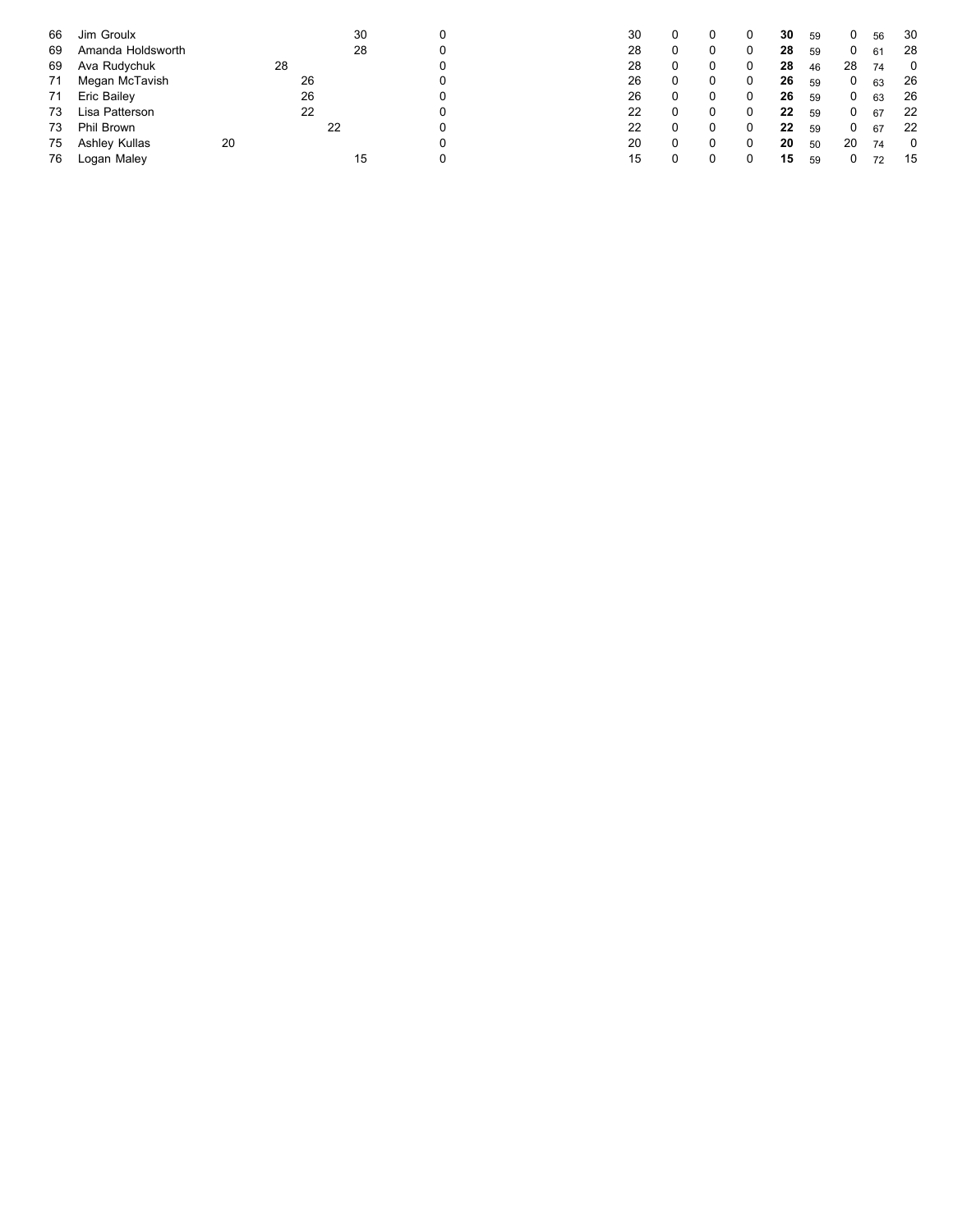| | | | | | | | | | | | | | | | | |
|---|---|---|---|---|---|---|---|---|---|---|---|---|---|---|---|---|
| 66 | Jim Groulx | | | | | 30 | 0 | 30 | 0 | 0 | 0 | **30** | 59 | 0 | 56 | 30 |
| 69 | Amanda Holdsworth | | | | | 28 | 0 | 28 | 0 | 0 | 0 | **28** | 59 | 0 | 61 | 28 |
| 69 | Ava Rudychuk | | 28 | | | | 0 | 28 | 0 | 0 | 0 | **28** | 46 | 28 | 74 | 0 |
| 71 | Megan McTavish | | | 26 | | | 0 | 26 | 0 | 0 | 0 | **26** | 59 | 0 | 63 | 26 |
| 71 | Eric Bailey | | | 26 | | | 0 | 26 | 0 | 0 | 0 | **26** | 59 | 0 | 63 | 26 |
| 73 | Lisa Patterson | | | 22 | | | 0 | 22 | 0 | 0 | 0 | **22** | 59 | 0 | 67 | 22 |
| 73 | Phil Brown | | | | 22 | | 0 | 22 | 0 | 0 | 0 | **22** | 59 | 0 | 67 | 22 |
| 75 | Ashley Kullas | 20 | | | | | 0 | 20 | 0 | 0 | 0 | **20** | 50 | 20 | 74 | 0 |
| 76 | Logan Maley | | | | | 15 | 0 | 15 | 0 | 0 | 0 | **15** | 59 | 0 | 72 | 15 |